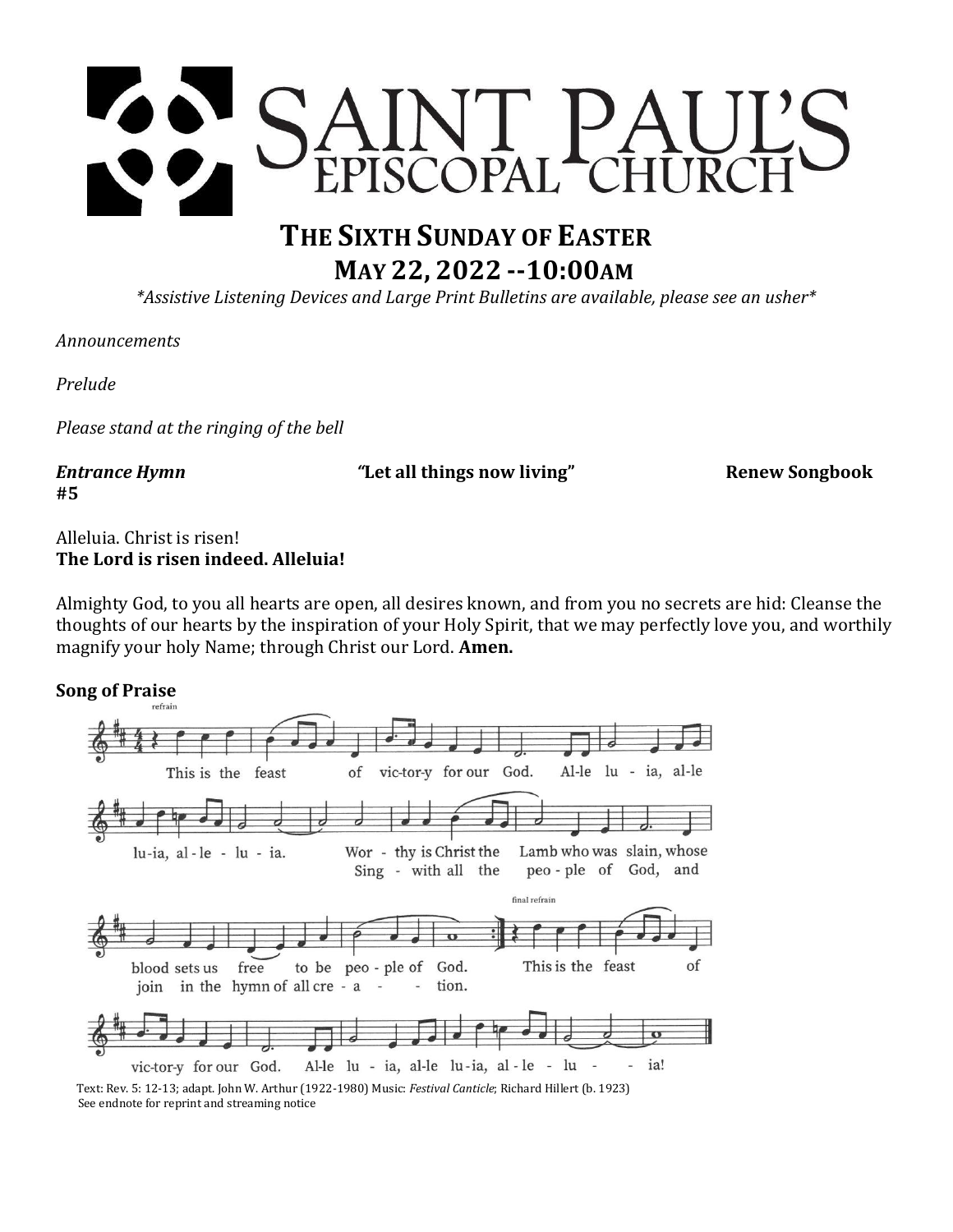# SAINT PAUL'S EPISCOPAL CHURCH

## THE SIXTH SUNDAY OF EASTER

## MAY 22, 2022 --10:00AM

*\*Assistive Listening Devices and Large Print Bulletins are available, please see an usher\**

*Announcements*

*Prelude*

*Please stand at the ringing of the bell*

***Entrance Hymn*** **"Let all things now living"** **Renew Songbook #5**

Alleluia. Christ is risen!
**The Lord is risen indeed. Alleluia!**

Almighty God, to you all hearts are open, all desires known, and from you no secrets are hid: Cleanse the thoughts of our hearts by the inspiration of your Holy Spirit, that we may perfectly love you, and worthily magnify your holy Name; through Christ our Lord. **Amen.**

**Song of Praise**

refrain

This is the feast of vic-tor-y for our God. Al-le lu - ia, al-le lu-ia, al - le - lu - ia.

Wor - thy is Christ the Lamb who was slain, whose blood sets us free to be peo - ple of God.
Sing - with all the peo - ple of God, and join in the hymn of all cre - a - - tion.

final refrain

This is the feast of vic-tor-y for our God. Al-le lu - ia, al-le lu-ia, al - le - lu - - ia!

Text: Rev. 5: 12-13; adapt. John W. Arthur (1922-1980) Music: *Festival Canticle*; Richard Hillert (b. 1923)
See endnote for reprint and streaming notice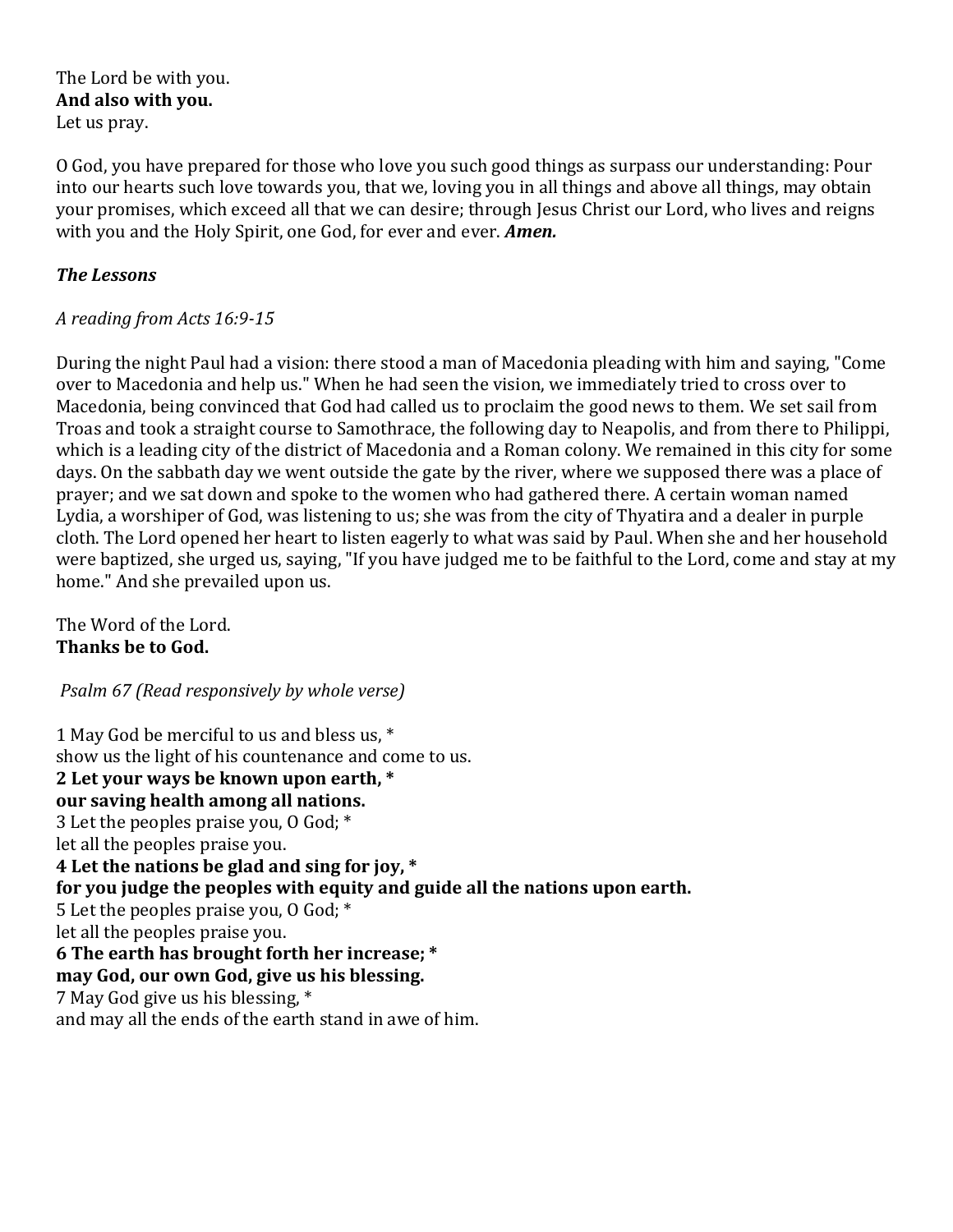The Lord be with you.
**And also with you.**
Let us pray.

O God, you have prepared for those who love you such good things as surpass our understanding: Pour into our hearts such love towards you, that we, loving you in all things and above all things, may obtain your promises, which exceed all that we can desire; through Jesus Christ our Lord, who lives and reigns with you and the Holy Spirit, one God, for ever and ever. ***Amen.***

***The Lessons***

*A reading from Acts 16:9-15*

During the night Paul had a vision: there stood a man of Macedonia pleading with him and saying, "Come over to Macedonia and help us." When he had seen the vision, we immediately tried to cross over to Macedonia, being convinced that God had called us to proclaim the good news to them. We set sail from Troas and took a straight course to Samothrace, the following day to Neapolis, and from there to Philippi, which is a leading city of the district of Macedonia and a Roman colony. We remained in this city for some days. On the sabbath day we went outside the gate by the river, where we supposed there was a place of prayer; and we sat down and spoke to the women who had gathered there. A certain woman named Lydia, a worshiper of God, was listening to us; she was from the city of Thyatira and a dealer in purple cloth. The Lord opened her heart to listen eagerly to what was said by Paul. When she and her household were baptized, she urged us, saying, "If you have judged me to be faithful to the Lord, come and stay at my home." And she prevailed upon us.

The Word of the Lord.
**Thanks be to God.**

*Psalm 67 (Read responsively by whole verse)*

1 May God be merciful to us and bless us, *
show us the light of his countenance and come to us.
**2 Let your ways be known upon earth, ***
**our saving health among all nations.**
3 Let the peoples praise you, O God; *
let all the peoples praise you.
**4 Let the nations be glad and sing for joy, ***
**for you judge the peoples with equity and guide all the nations upon earth.**
5 Let the peoples praise you, O God; *
let all the peoples praise you.
**6 The earth has brought forth her increase; ***
**may God, our own God, give us his blessing.**
7 May God give us his blessing, *
and may all the ends of the earth stand in awe of him.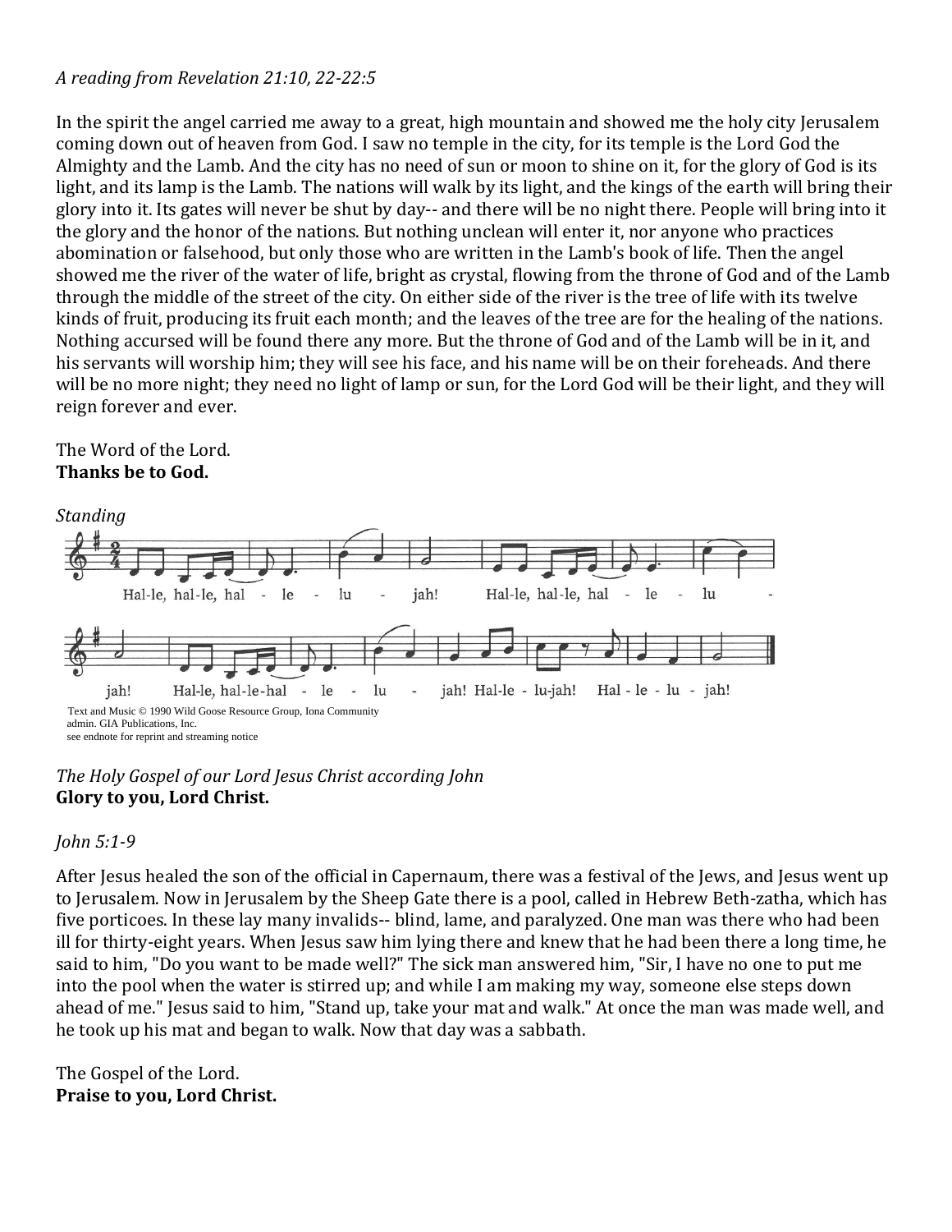*A reading from Revelation 21:10, 22-22:5*

In the spirit the angel carried me away to a great, high mountain and showed me the holy city Jerusalem coming down out of heaven from God. I saw no temple in the city, for its temple is the Lord God the Almighty and the Lamb. And the city has no need of sun or moon to shine on it, for the glory of God is its light, and its lamp is the Lamb. The nations will walk by its light, and the kings of the earth will bring their glory into it. Its gates will never be shut by day-- and there will be no night there. People will bring into it the glory and the honor of the nations. But nothing unclean will enter it, nor anyone who practices abomination or falsehood, but only those who are written in the Lamb's book of life. Then the angel showed me the river of the water of life, bright as crystal, flowing from the throne of God and of the Lamb through the middle of the street of the city. On either side of the river is the tree of life with its twelve kinds of fruit, producing its fruit each month; and the leaves of the tree are for the healing of the nations. Nothing accursed will be found there any more. But the throne of God and of the Lamb will be in it, and his servants will worship him; they will see his face, and his name will be on their foreheads. And there will be no more night; they need no light of lamp or sun, for the Lord God will be their light, and they will reign forever and ever.

The Word of the Lord.
**Thanks be to God.**

*Standing*

Hal-le, hal-le, hal - le - lu - jah! Hal-le, hal-le, hal - le - lu - jah! Hal-le, hal-le-hal - le - lu - jah! Hal-le - lu-jah! Hal - le - lu - jah!

Text and Music © 1990 Wild Goose Resource Group, Iona Community
admin. GIA Publications, Inc.
see endnote for reprint and streaming notice

*The Holy Gospel of our Lord Jesus Christ according John*
**Glory to you, Lord Christ.**

*John 5:1-9*

After Jesus healed the son of the official in Capernaum, there was a festival of the Jews, and Jesus went up to Jerusalem. Now in Jerusalem by the Sheep Gate there is a pool, called in Hebrew Beth-zatha, which has five porticoes. In these lay many invalids-- blind, lame, and paralyzed. One man was there who had been ill for thirty-eight years. When Jesus saw him lying there and knew that he had been there a long time, he said to him, "Do you want to be made well?" The sick man answered him, "Sir, I have no one to put me into the pool when the water is stirred up; and while I am making my way, someone else steps down ahead of me." Jesus said to him, "Stand up, take your mat and walk." At once the man was made well, and he took up his mat and began to walk. Now that day was a sabbath.

The Gospel of the Lord.
**Praise to you, Lord Christ.**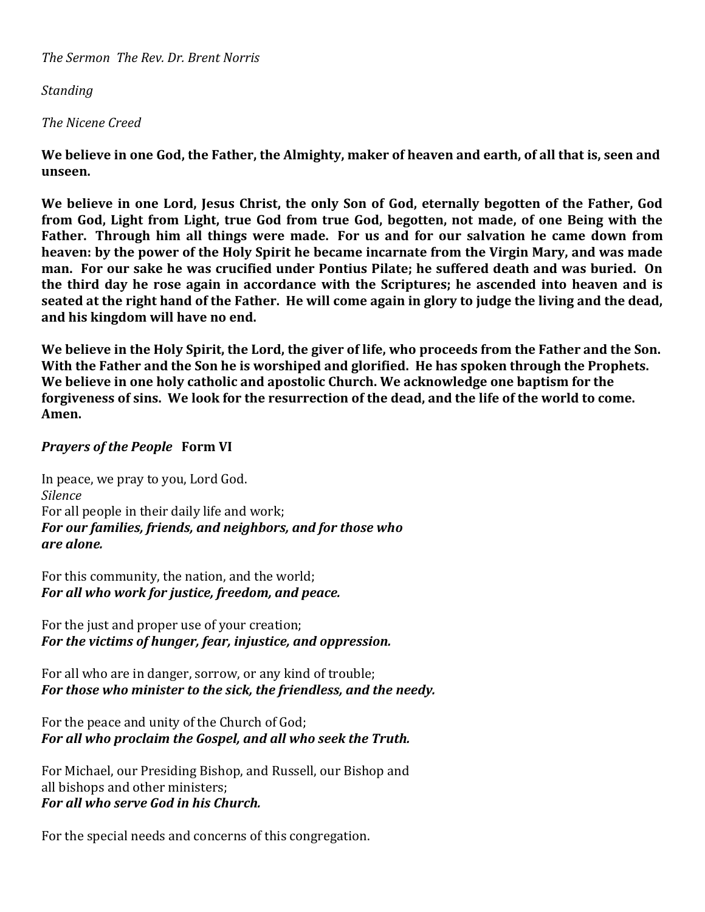*The Sermon  The Rev. Dr. Brent Norris*

*Standing*

*The Nicene Creed*

**We believe in one God, the Father, the Almighty, maker of heaven and earth, of all that is, seen and unseen.**

**We believe in one Lord, Jesus Christ, the only Son of God, eternally begotten of the Father, God from God, Light from Light, true God from true God, begotten, not made, of one Being with the Father. Through him all things were made. For us and for our salvation he came down from heaven: by the power of the Holy Spirit he became incarnate from the Virgin Mary, and was made man. For our sake he was crucified under Pontius Pilate; he suffered death and was buried. On the third day he rose again in accordance with the Scriptures; he ascended into heaven and is seated at the right hand of the Father. He will come again in glory to judge the living and the dead, and his kingdom will have no end.**

**We believe in the Holy Spirit, the Lord, the giver of life, who proceeds from the Father and the Son. With the Father and the Son he is worshiped and glorified. He has spoken through the Prophets. We believe in one holy catholic and apostolic Church. We acknowledge one baptism for the forgiveness of sins. We look for the resurrection of the dead, and the life of the world to come. Amen.**

***Prayers of the People*** **Form VI**

In peace, we pray to you, Lord God.
*Silence*
For all people in their daily life and work;
***For our families, friends, and neighbors, and for those who are alone.***

For this community, the nation, and the world;
***For all who work for justice, freedom, and peace.***

For the just and proper use of your creation;
***For the victims of hunger, fear, injustice, and oppression.***

For all who are in danger, sorrow, or any kind of trouble;
***For those who minister to the sick, the friendless, and the needy.***

For the peace and unity of the Church of God;
***For all who proclaim the Gospel, and all who seek the Truth.***

For Michael, our Presiding Bishop, and Russell, our Bishop and all bishops and other ministers;
***For all who serve God in his Church.***

For the special needs and concerns of this congregation.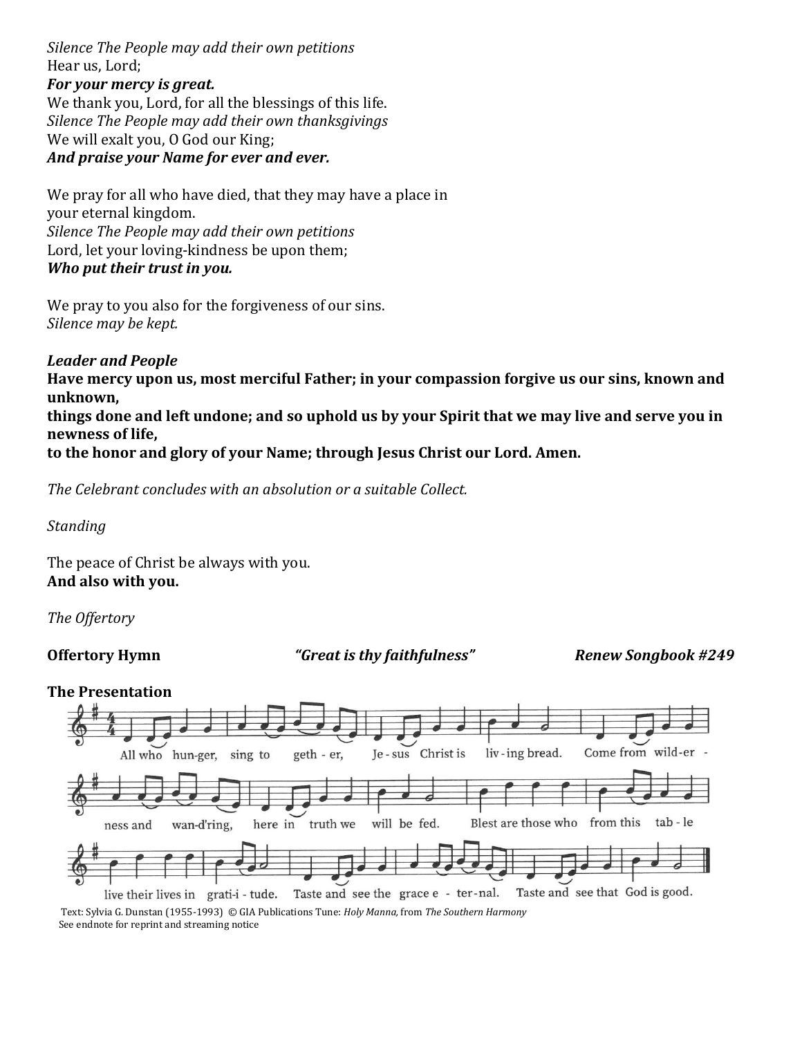*Silence The People may add their own petitions*
Hear us, Lord;
***For your mercy is great.***
We thank you, Lord, for all the blessings of this life.
*Silence The People may add their own thanksgivings*
We will exalt you, O God our King;
***And praise your Name for ever and ever.***

We pray for all who have died, that they may have a place in
your eternal kingdom.
*Silence The People may add their own petitions*
Lord, let your loving-kindness be upon them;
***Who put their trust in you.***

We pray to you also for the forgiveness of our sins.
*Silence may be kept.*

***Leader and People***
**Have mercy upon us, most merciful Father; in your compassion forgive us our sins, known and unknown,**
**things done and left undone; and so uphold us by your Spirit that we may live and serve you in newness of life,**
**to the honor and glory of your Name; through Jesus Christ our Lord. Amen.**

*The Celebrant concludes with an absolution or a suitable Collect.*

*Standing*

The peace of Christ be always with you.
**And also with you.**

*The Offertory*

**Offertory Hymn** ***"Great is thy faithfulness"*** ***Renew Songbook #249***

**The Presentation**

All who hun-ger, sing to geth - er, Je - sus Christ is liv - ing bread. Come from wild-er - ness and wan-d'ring, here in truth we will be fed. Blest are those who from this tab - le live their lives in grati-i - tude. Taste and see the grace e - ter - nal. Taste and see that God is good.

Text: Sylvia G. Dunstan (1955-1993) © GIA Publications Tune: *Holy Manna,* from *The Southern Harmony*
See endnote for reprint and streaming notice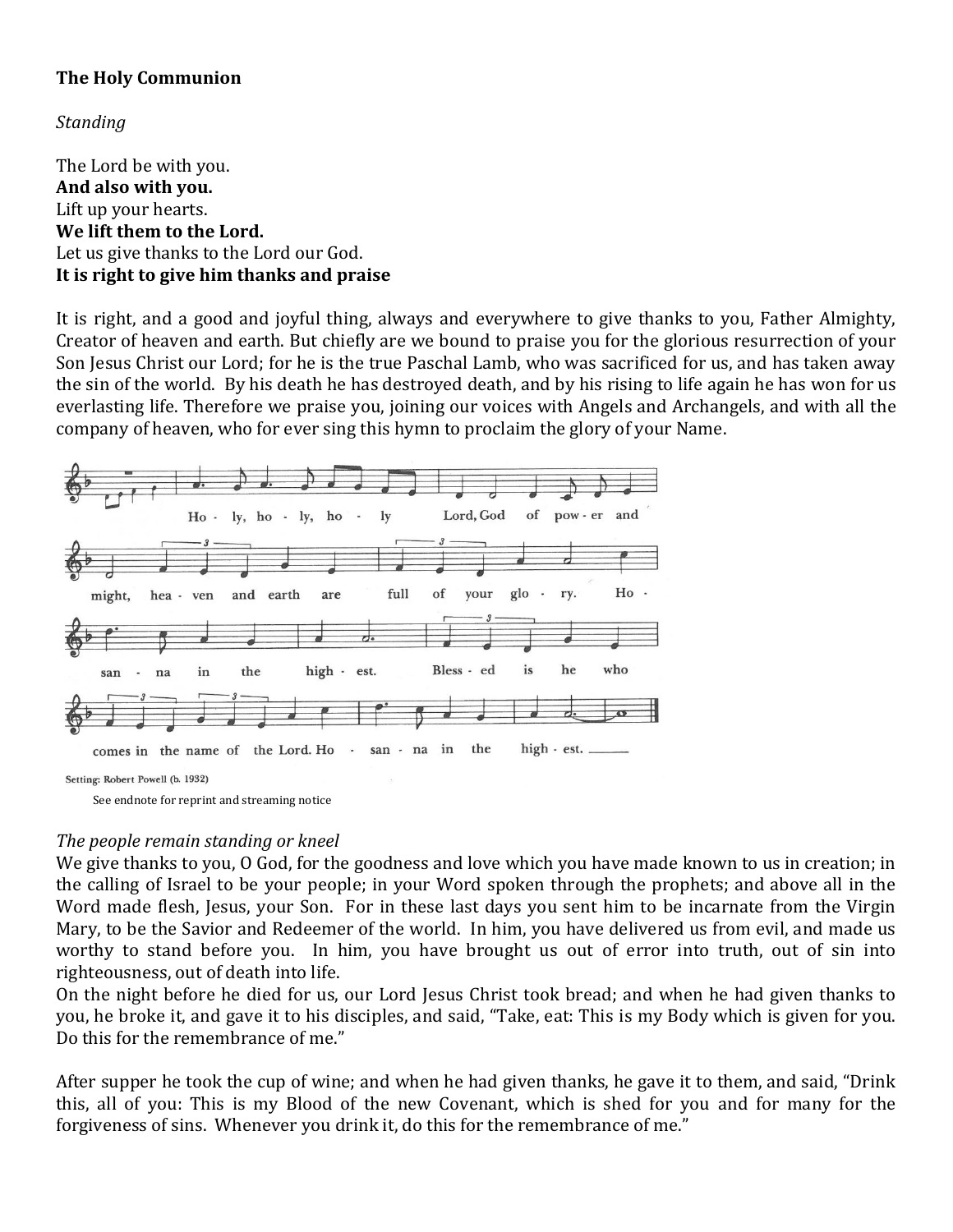**The Holy Communion**

*Standing*

The Lord be with you.
**And also with you.**
Lift up your hearts.
**We lift them to the Lord.**
Let us give thanks to the Lord our God.
**It is right to give him thanks and praise**

It is right, and a good and joyful thing, always and everywhere to give thanks to you, Father Almighty, Creator of heaven and earth. But chiefly are we bound to praise you for the glorious resurrection of your Son Jesus Christ our Lord; for he is the true Paschal Lamb, who was sacrificed for us, and has taken away the sin of the world. By his death he has destroyed death, and by his rising to life again he has won for us everlasting life. Therefore we praise you, joining our voices with Angels and Archangels, and with all the company of heaven, who for ever sing this hymn to proclaim the glory of your Name.

Ho - ly, ho - ly, ho - ly Lord, God of pow - er and might, hea - ven and earth are full of your glo - ry. Ho - san - na in the high - est. Bless - ed is he who comes in the name of the Lord. Ho - san - na in the high - est.

Setting: Robert Powell (b. 1932)

See endnote for reprint and streaming notice

*The people remain standing or kneel*

We give thanks to you, O God, for the goodness and love which you have made known to us in creation; in the calling of Israel to be your people; in your Word spoken through the prophets; and above all in the Word made flesh, Jesus, your Son. For in these last days you sent him to be incarnate from the Virgin Mary, to be the Savior and Redeemer of the world. In him, you have delivered us from evil, and made us worthy to stand before you. In him, you have brought us out of error into truth, out of sin into righteousness, out of death into life.

On the night before he died for us, our Lord Jesus Christ took bread; and when he had given thanks to you, he broke it, and gave it to his disciples, and said, "Take, eat: This is my Body which is given for you. Do this for the remembrance of me."

After supper he took the cup of wine; and when he had given thanks, he gave it to them, and said, "Drink this, all of you: This is my Blood of the new Covenant, which is shed for you and for many for the forgiveness of sins. Whenever you drink it, do this for the remembrance of me."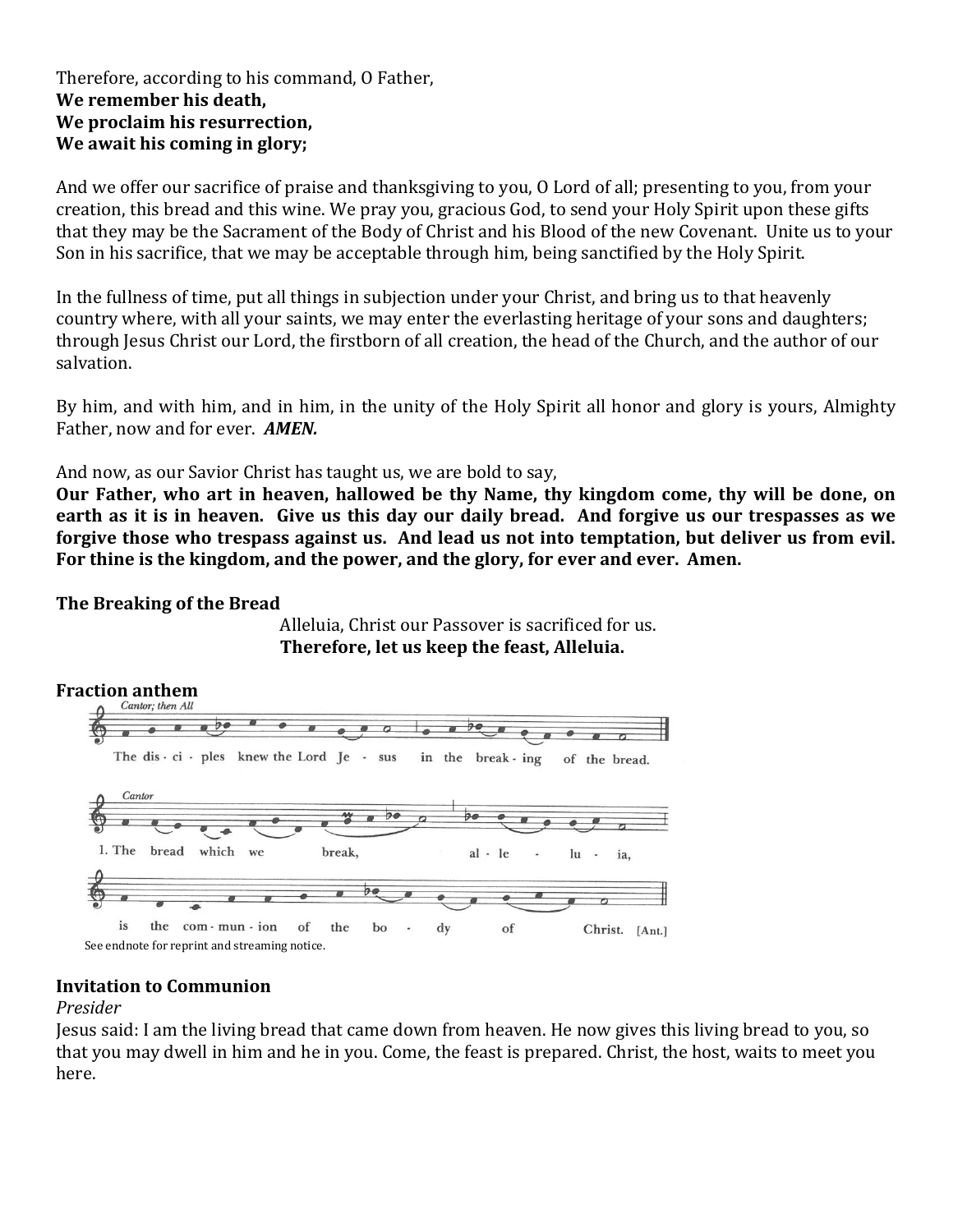Therefore, according to his command, O Father,
**We remember his death,**
**We proclaim his resurrection,**
**We await his coming in glory;**

And we offer our sacrifice of praise and thanksgiving to you, O Lord of all; presenting to you, from your creation, this bread and this wine. We pray you, gracious God, to send your Holy Spirit upon these gifts that they may be the Sacrament of the Body of Christ and his Blood of the new Covenant. Unite us to your Son in his sacrifice, that we may be acceptable through him, being sanctified by the Holy Spirit.

In the fullness of time, put all things in subjection under your Christ, and bring us to that heavenly country where, with all your saints, we may enter the everlasting heritage of your sons and daughters; through Jesus Christ our Lord, the firstborn of all creation, the head of the Church, and the author of our salvation.

By him, and with him, and in him, in the unity of the Holy Spirit all honor and glory is yours, Almighty Father, now and for ever. ***AMEN.***

And now, as our Savior Christ has taught us, we are bold to say,
**Our Father, who art in heaven, hallowed be thy Name, thy kingdom come, thy will be done, on earth as it is in heaven. Give us this day our daily bread. And forgive us our trespasses as we forgive those who trespass against us. And lead us not into temptation, but deliver us from evil. For thine is the kingdom, and the power, and the glory, for ever and ever. Amen.**

**The Breaking of the Bread**

Alleluia, Christ our Passover is sacrificed for us.
**Therefore, let us keep the feast, Alleluia.**

**Fraction anthem**

*Cantor; then All*

The dis - ci - ples knew the Lord Je - sus in the break - ing of the bread.

*Cantor*

1. The bread which we break, al - le - lu - ia,

is the com - mun - ion of the bo - dy of Christ. [Ant.]

See endnote for reprint and streaming notice.

**Invitation to Communion**

*Presider*

Jesus said: I am the living bread that came down from heaven. He now gives this living bread to you, so that you may dwell in him and he in you. Come, the feast is prepared. Christ, the host, waits to meet you here.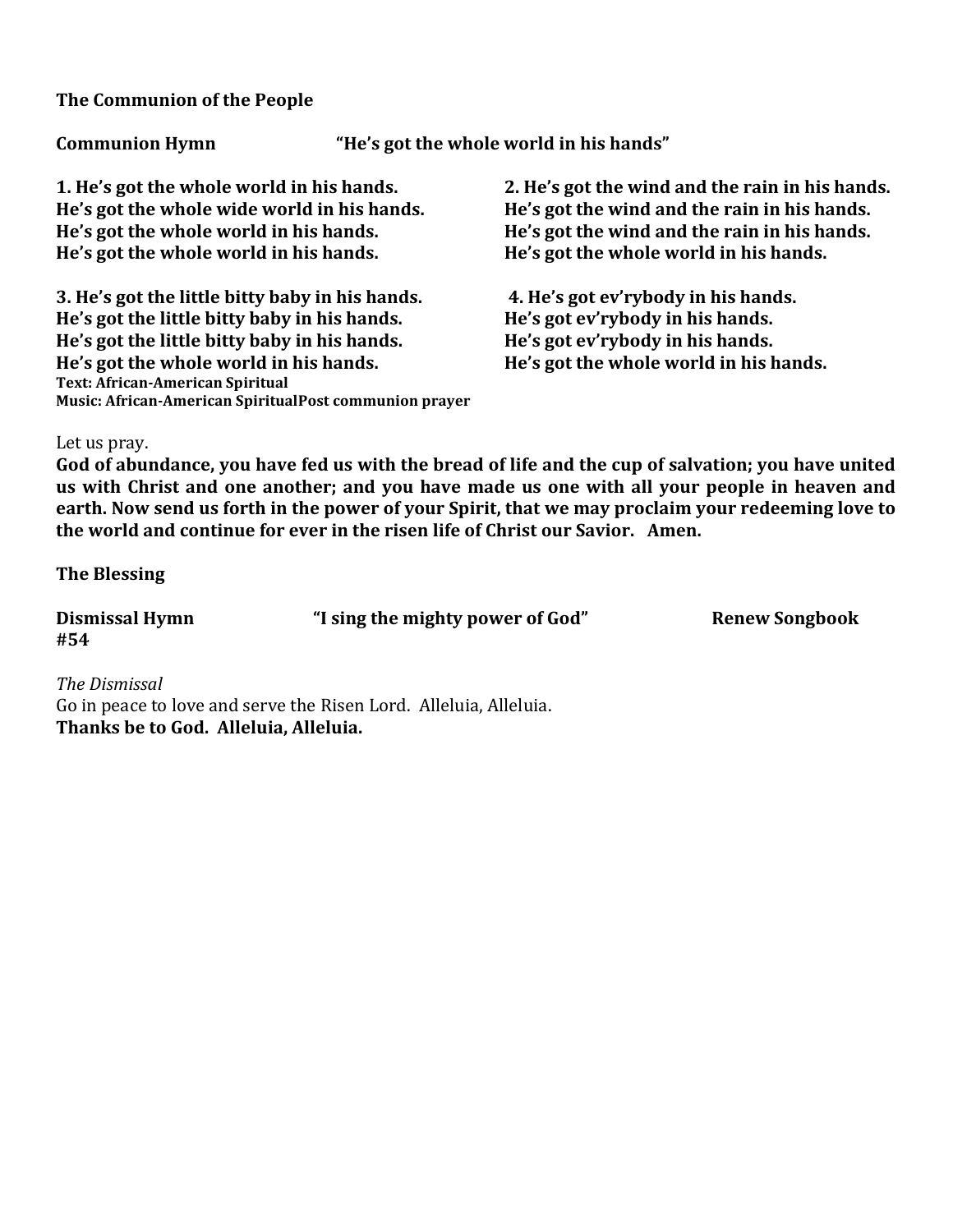**The Communion of the People**

**Communion Hymn** **"He's got the whole world in his hands"**

**1. He's got the whole world in his hands.**
**He's got the whole wide world in his hands.**
**He's got the whole world in his hands.**
**He's got the whole world in his hands.**

**2. He's got the wind and the rain in his hands.**
**He's got the wind and the rain in his hands.**
**He's got the wind and the rain in his hands.**
**He's got the whole world in his hands.**

**3. He's got the little bitty baby in his hands.**
**He's got the little bitty baby in his hands.**
**He's got the little bitty baby in his hands.**
**He's got the whole world in his hands.**

**4. He's got ev'rybody in his hands.**
**He's got ev'rybody in his hands.**
**He's got ev'rybody in his hands.**
**He's got the whole world in his hands.**

**Text: African-American Spiritual**
**Music: African-American Spiritual**

**Post communion prayer**

Let us pray.
**God of abundance, you have fed us with the bread of life and the cup of salvation; you have united us with Christ and one another; and you have made us one with all your people in heaven and earth. Now send us forth in the power of your Spirit, that we may proclaim your redeeming love to the world and continue for ever in the risen life of Christ our Savior. Amen.**

**The Blessing**

**Dismissal Hymn** **"I sing the mighty power of God"** **Renew Songbook #54**

*The Dismissal*
Go in peace to love and serve the Risen Lord. Alleluia, Alleluia.
**Thanks be to God. Alleluia, Alleluia.**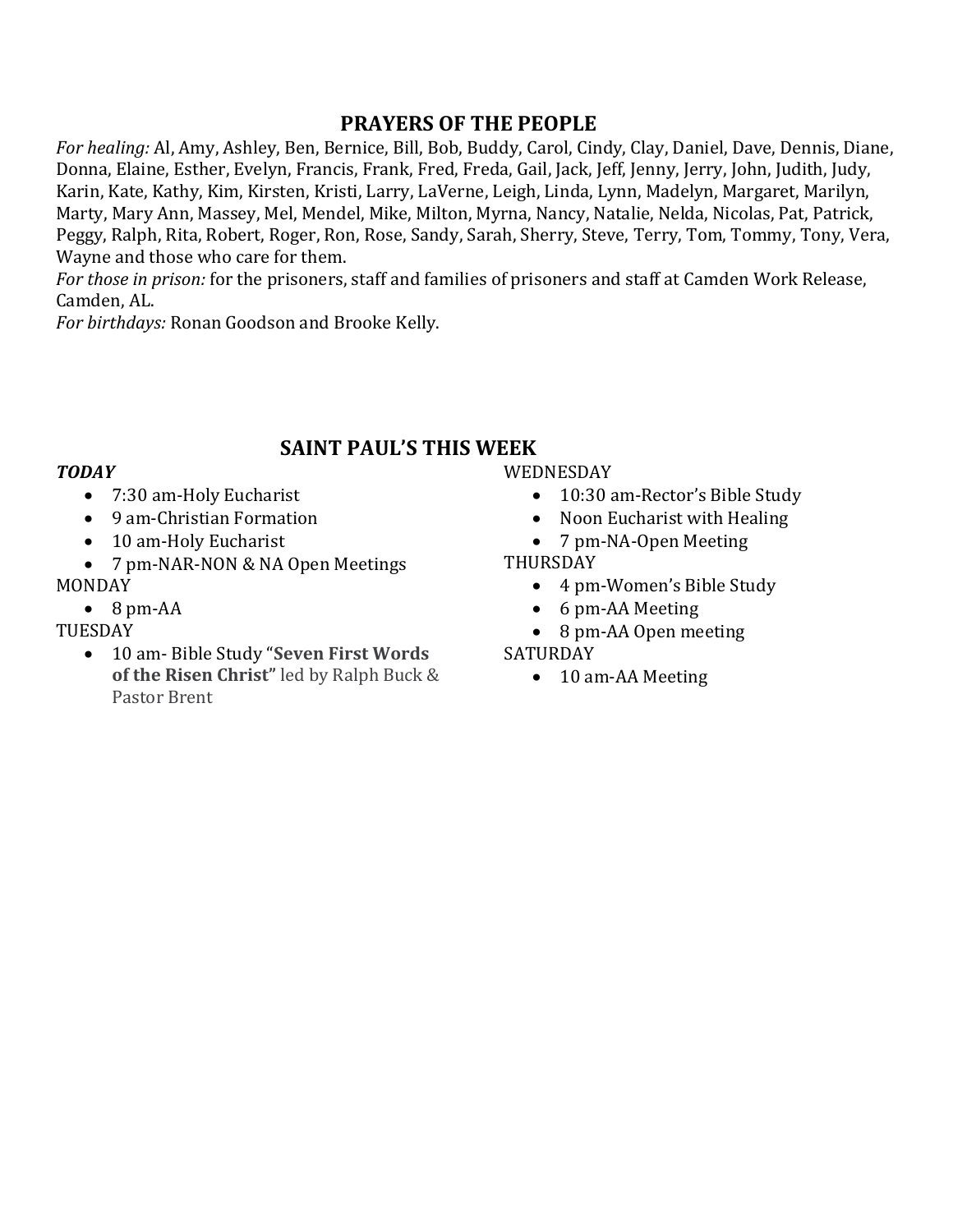## PRAYERS OF THE PEOPLE

*For healing:* Al, Amy, Ashley, Ben, Bernice, Bill, Bob, Buddy, Carol, Cindy, Clay, Daniel, Dave, Dennis, Diane, Donna, Elaine, Esther, Evelyn, Francis, Frank, Fred, Freda, Gail, Jack, Jeff, Jenny, Jerry, John, Judith, Judy, Karin, Kate, Kathy, Kim, Kirsten, Kristi, Larry, LaVerne, Leigh, Linda, Lynn, Madelyn, Margaret, Marilyn, Marty, Mary Ann, Massey, Mel, Mendel, Mike, Milton, Myrna, Nancy, Natalie, Nelda, Nicolas, Pat, Patrick, Peggy, Ralph, Rita, Robert, Roger, Ron, Rose, Sandy, Sarah, Sherry, Steve, Terry, Tom, Tommy, Tony, Vera, Wayne and those who care for them.

*For those in prison:* for the prisoners, staff and families of prisoners and staff at Camden Work Release, Camden, AL.

*For birthdays:* Ronan Goodson and Brooke Kelly.

## SAINT PAUL'S THIS WEEK

***TODAY***

- 7:30 am-Holy Eucharist
- 9 am-Christian Formation
- 10 am-Holy Eucharist
- 7 pm-NAR-NON & NA Open Meetings

MONDAY

- 8 pm-AA

TUESDAY

- 10 am- Bible Study "**Seven First Words of the Risen Christ"** led by Ralph Buck & Pastor Brent

WEDNESDAY

- 10:30 am-Rector's Bible Study
- Noon Eucharist with Healing
- 7 pm-NA-Open Meeting

THURSDAY

- 4 pm-Women's Bible Study
- 6 pm-AA Meeting
- 8 pm-AA Open meeting

SATURDAY

- 10 am-AA Meeting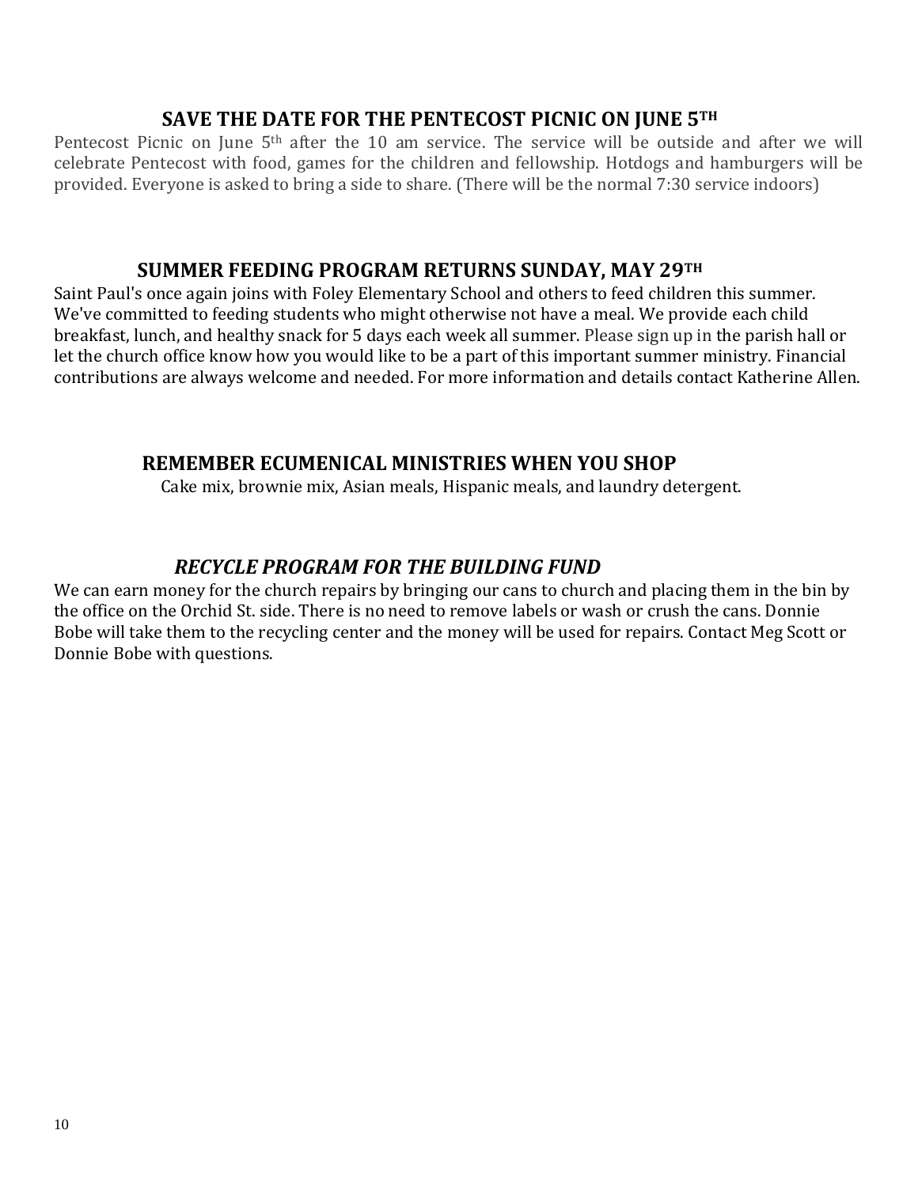## SAVE THE DATE FOR THE PENTECOST PICNIC ON JUNE 5TH

Pentecost Picnic on June 5th after the 10 am service. The service will be outside and after we will celebrate Pentecost with food, games for the children and fellowship. Hotdogs and hamburgers will be provided. Everyone is asked to bring a side to share. (There will be the normal 7:30 service indoors)

## SUMMER FEEDING PROGRAM RETURNS SUNDAY, MAY 29TH

Saint Paul's once again joins with Foley Elementary School and others to feed children this summer. We've committed to feeding students who might otherwise not have a meal. We provide each child breakfast, lunch, and healthy snack for 5 days each week all summer. Please sign up in the parish hall or let the church office know how you would like to be a part of this important summer ministry. Financial contributions are always welcome and needed. For more information and details contact Katherine Allen.

## REMEMBER ECUMENICAL MINISTRIES WHEN YOU SHOP

Cake mix, brownie mix, Asian meals, Hispanic meals, and laundry detergent.

## *RECYCLE PROGRAM FOR THE BUILDING FUND*

We can earn money for the church repairs by bringing our cans to church and placing them in the bin by the office on the Orchid St. side. There is no need to remove labels or wash or crush the cans. Donnie Bobe will take them to the recycling center and the money will be used for repairs. Contact Meg Scott or Donnie Bobe with questions.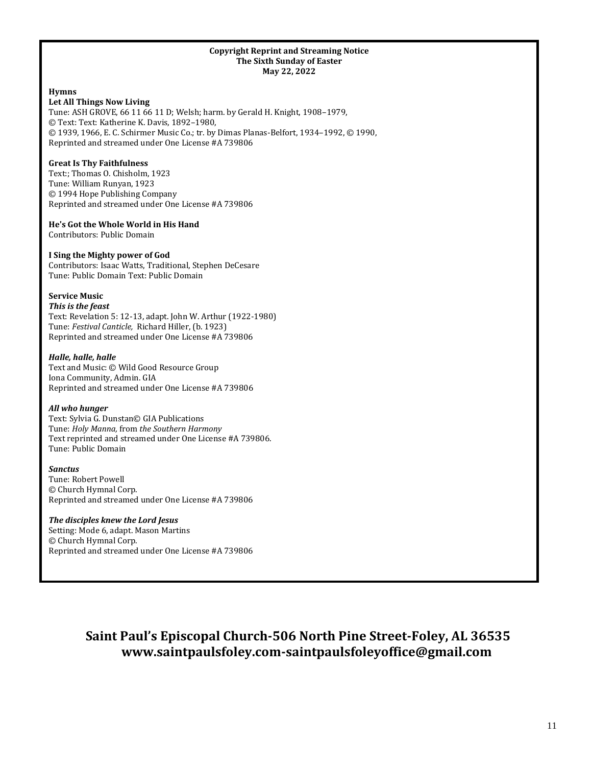**Copyright Reprint and Streaming Notice**
**The Sixth Sunday of Easter**
**May 22, 2022**

**Hymns**

**Let All Things Now Living**
Tune: ASH GROVE, 66 11 66 11 D; Welsh; harm. by Gerald H. Knight, 1908–1979,
© Text: Text: Katherine K. Davis, 1892–1980,
© 1939, 1966, E. C. Schirmer Music Co.; tr. by Dimas Planas-Belfort, 1934–1992, © 1990,
Reprinted and streamed under One License #A 739806

**Great Is Thy Faithfulness**
Text:; Thomas O. Chisholm, 1923
Tune: William Runyan, 1923
© 1994 Hope Publishing Company
Reprinted and streamed under One License #A 739806

**He's Got the Whole World in His Hand**
Contributors: Public Domain

**I Sing the Mighty power of God**
Contributors: Isaac Watts, Traditional, Stephen DeCesare
Tune: Public Domain Text: Public Domain

**Service Music**

***This is the feast***
Text: Revelation 5: 12-13, adapt. John W. Arthur (1922-1980)
Tune: *Festival Canticle,* Richard Hiller, (b. 1923)
Reprinted and streamed under One License #A 739806

***Halle, halle, halle***
Text and Music: © Wild Good Resource Group
Iona Community, Admin. GIA
Reprinted and streamed under One License #A 739806

***All who hunger***
Text: Sylvia G. Dunstan© GIA Publications
Tune: *Holy Manna,* from *the Southern Harmony*
Text reprinted and streamed under One License #A 739806.
Tune: Public Domain

***Sanctus***
Tune: Robert Powell
© Church Hymnal Corp.
Reprinted and streamed under One License #A 739806

***The disciples knew the Lord Jesus***
Setting: Mode 6, adapt. Mason Martins
© Church Hymnal Corp.
Reprinted and streamed under One License #A 739806

**Saint Paul's Episcopal Church-506 North Pine Street-Foley, AL 36535**
**www.saintpaulsfoley.com-saintpaulsfoleyoffice@gmail.com**